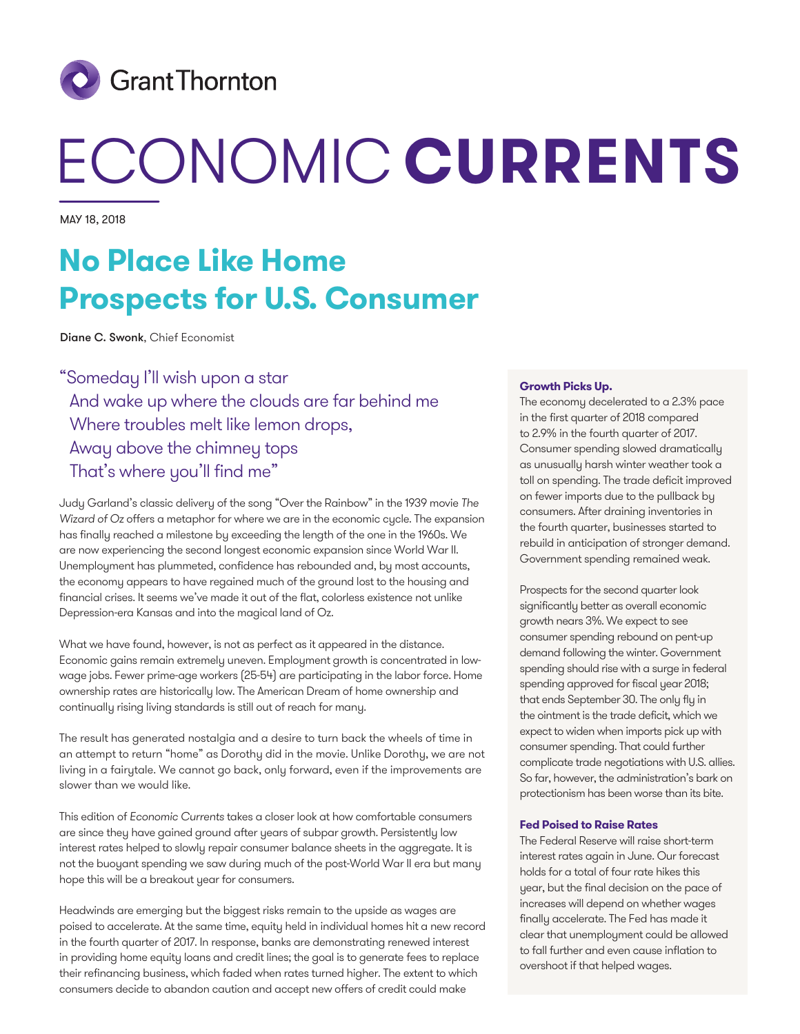Grant Thornton

# ECONOMIC **CURRENTS**

MAY 18, 2018

## No Place Like Home Prospects for U.S. Consumer

**Diane C. Swonk**, Chief Economist

"Someday I'll wish upon a star
And wake up where the clouds are far behind me
Where troubles melt like lemon drops,
Away above the chimney tops
That's where you'll find me"

Judy Garland's classic delivery of the song "Over the Rainbow" in the 1939 movie *The Wizard of Oz* offers a metaphor for where we are in the economic cycle. The expansion has finally reached a milestone by exceeding the length of the one in the 1960s. We are now experiencing the second longest economic expansion since World War II. Unemployment has plummeted, confidence has rebounded and, by most accounts, the economy appears to have regained much of the ground lost to the housing and financial crises. It seems we've made it out of the flat, colorless existence not unlike Depression-era Kansas and into the magical land of Oz.

What we have found, however, is not as perfect as it appeared in the distance. Economic gains remain extremely uneven. Employment growth is concentrated in low-wage jobs. Fewer prime-age workers (25-54) are participating in the labor force. Home ownership rates are historically low. The American Dream of home ownership and continually rising living standards is still out of reach for many.

The result has generated nostalgia and a desire to turn back the wheels of time in an attempt to return "home" as Dorothy did in the movie. Unlike Dorothy, we are not living in a fairytale. We cannot go back, only forward, even if the improvements are slower than we would like.

This edition of *Economic Currents* takes a closer look at how comfortable consumers are since they have gained ground after years of subpar growth. Persistently low interest rates helped to slowly repair consumer balance sheets in the aggregate. It is not the buoyant spending we saw during much of the post-World War II era but many hope this will be a breakout year for consumers.

Headwinds are emerging but the biggest risks remain to the upside as wages are poised to accelerate. At the same time, equity held in individual homes hit a new record in the fourth quarter of 2017. In response, banks are demonstrating renewed interest in providing home equity loans and credit lines; the goal is to generate fees to replace their refinancing business, which faded when rates turned higher. The extent to which consumers decide to abandon caution and accept new offers of credit could make

### Growth Picks Up.

The economy decelerated to a 2.3% pace in the first quarter of 2018 compared to 2.9% in the fourth quarter of 2017. Consumer spending slowed dramatically as unusually harsh winter weather took a toll on spending. The trade deficit improved on fewer imports due to the pullback by consumers. After draining inventories in the fourth quarter, businesses started to rebuild in anticipation of stronger demand. Government spending remained weak.

Prospects for the second quarter look significantly better as overall economic growth nears 3%. We expect to see consumer spending rebound on pent-up demand following the winter. Government spending should rise with a surge in federal spending approved for fiscal year 2018; that ends September 30. The only fly in the ointment is the trade deficit, which we expect to widen when imports pick up with consumer spending. That could further complicate trade negotiations with U.S. allies. So far, however, the administration's bark on protectionism has been worse than its bite.

### Fed Poised to Raise Rates

The Federal Reserve will raise short-term interest rates again in June. Our forecast holds for a total of four rate hikes this year, but the final decision on the pace of increases will depend on whether wages finally accelerate. The Fed has made it clear that unemployment could be allowed to fall further and even cause inflation to overshoot if that helped wages.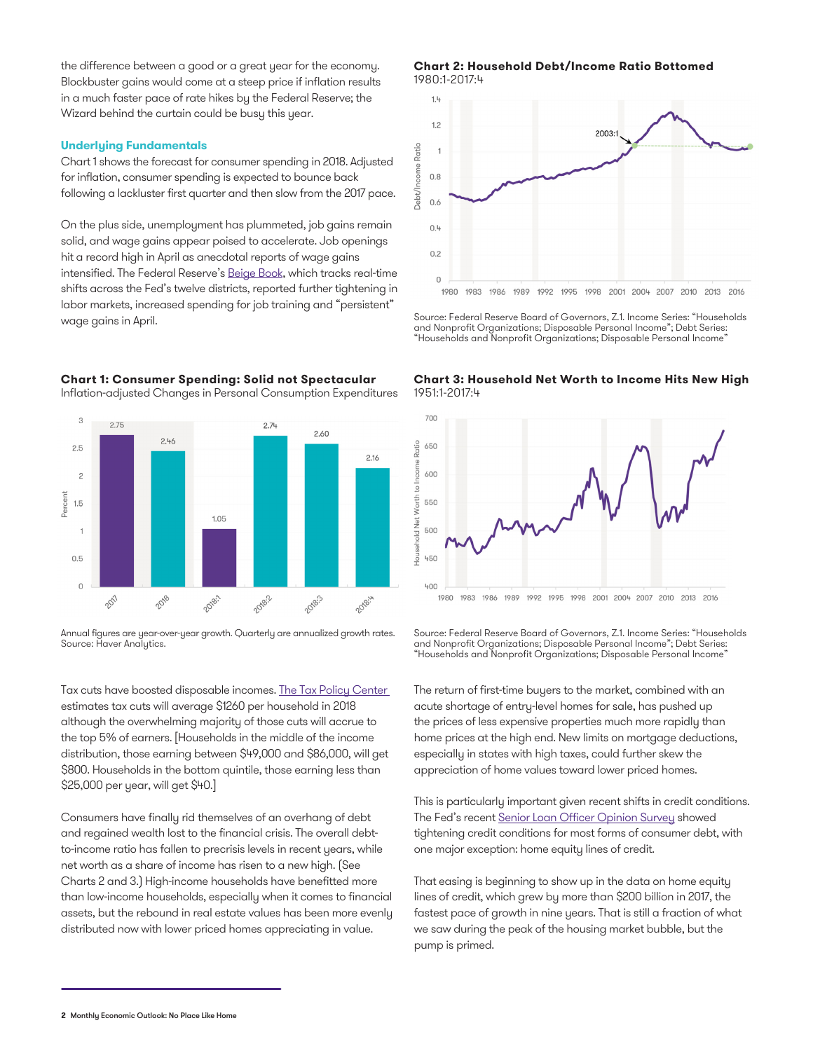the difference between a good or a great year for the economy. Blockbuster gains would come at a steep price if inflation results in a much faster pace of rate hikes by the Federal Reserve; the Wizard behind the curtain could be busy this year.

### Underlying Fundamentals

Chart 1 shows the forecast for consumer spending in 2018. Adjusted for inflation, consumer spending is expected to bounce back following a lackluster first quarter and then slow from the 2017 pace.

On the plus side, unemployment has plummeted, job gains remain solid, and wage gains appear poised to accelerate. Job openings hit a record high in April as anecdotal reports of wage gains intensified. The Federal Reserve's Beige Book, which tracks real-time shifts across the Fed's twelve districts, reported further tightening in labor markets, increased spending for job training and "persistent" wage gains in April.

**Chart 1: Consumer Spending: Solid not Spectacular**
Inflation-adjusted Changes in Personal Consumption Expenditures

| | 2017 | 2018 | 2018:1 | 2018:2 | 2018:3 | 2018:4 |
|---|---|---|---|---|---|---|
| Percent | 2.75 | 2.46 | 1.05 | 2.74 | 2.60 | 2.16 |

Annual figures are year-over-year growth. Quarterly are annualized growth rates.
Source: Haver Analytics.

Tax cuts have boosted disposable incomes. The Tax Policy Center estimates tax cuts will average $1260 per household in 2018 although the overwhelming majority of those cuts will accrue to the top 5% of earners. [Households in the middle of the income distribution, those earning between $49,000 and $86,000, will get $800. Households in the bottom quintile, those earning less than $25,000 per year, will get $40.]

Consumers have finally rid themselves of an overhang of debt and regained wealth lost to the financial crisis. The overall debt-to-income ratio has fallen to precrisis levels in recent years, while net worth as a share of income has risen to a new high. [See Charts 2 and 3.] High-income households have benefitted more than low-income households, especially when it comes to financial assets, but the rebound in real estate values has been more evenly distributed now with lower priced homes appreciating in value.

**Chart 2: Household Debt/Income Ratio Bottomed**
1980:1-2017:4

Source: Federal Reserve Board of Governors, Z.1. Income Series: "Households and Nonprofit Organizations; Disposable Personal Income"; Debt Series: "Households and Nonprofit Organizations; Disposable Personal Income"

**Chart 3: Household Net Worth to Income Hits New High**
1951:1-2017:4

Source: Federal Reserve Board of Governors, Z.1. Income Series: "Households and Nonprofit Organizations; Disposable Personal Income"; Debt Series: "Households and Nonprofit Organizations; Disposable Personal Income"

The return of first-time buyers to the market, combined with an acute shortage of entry-level homes for sale, has pushed up the prices of less expensive properties much more rapidly than home prices at the high end. New limits on mortgage deductions, especially in states with high taxes, could further skew the appreciation of home values toward lower priced homes.

This is particularly important given recent shifts in credit conditions. The Fed's recent Senior Loan Officer Opinion Survey showed tightening credit conditions for most forms of consumer debt, with one major exception: home equity lines of credit.

That easing is beginning to show up in the data on home equity lines of credit, which grew by more than $200 billion in 2017, the fastest pace of growth in nine years. That is still a fraction of what we saw during the peak of the housing market bubble, but the pump is primed.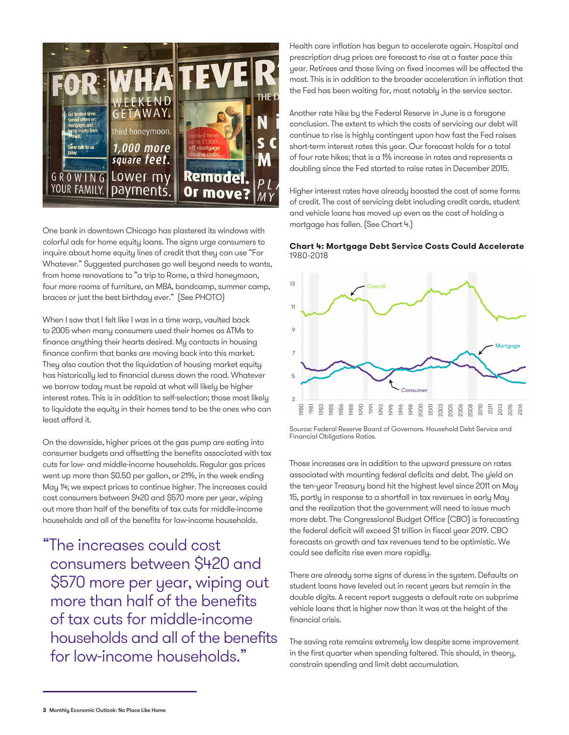One bank in downtown Chicago has plastered its windows with colorful ads for home equity loans. The signs urge consumers to inquire about home equity lines of credit that they can use "For Whatever." Suggested purchases go well beyond needs to wants, from home renovations to "a trip to Rome, a third honeymoon, four more rooms of furniture, an MBA, bandcamp, summer camp, braces or just the best birthday ever." (See PHOTO)

When I saw that I felt like I was in a time warp, vaulted back to 2005 when many consumers used their homes as ATMs to finance anything their hearts desired. My contacts in housing finance confirm that banks are moving back into this market. They also caution that the liquidation of housing market equity has historically led to financial duress down the road. Whatever we borrow today must be repaid at what will likely be higher interest rates. This is in addition to self-selection; those most likely to liquidate the equity in their homes tend to be the ones who can least afford it.

On the downside, higher prices at the gas pump are eating into consumer budgets and offsetting the benefits associated with tax cuts for low- and middle-income households. Regular gas prices went up more than $0.50 per gallon, or 21%, in the week ending May 14; we expect prices to continue higher. The increases could cost consumers between $420 and $570 more per year, wiping out more than half of the benefits of tax cuts for middle-income households and all of the benefits for low-income households.

> "The increases could cost consumers between $420 and $570 more per year, wiping out more than half of the benefits of tax cuts for middle-income households and all of the benefits for low-income households."

Health care inflation has begun to accelerate again. Hospital and prescription drug prices are forecast to rise at a faster pace this year. Retirees and those living on fixed incomes will be affected the most. This is in addition to the broader acceleration in inflation that the Fed has been waiting for, most notably in the service sector.

Another rate hike by the Federal Reserve in June is a foregone conclusion. The extent to which the costs of servicing our debt will continue to rise is highly contingent upon how fast the Fed raises short-term interest rates this year. Our forecast holds for a total of four rate hikes; that is a 1% increase in rates and represents a doubling since the Fed started to raise rates in December 2015.

Higher interest rates have already boosted the cost of some forms of credit. The cost of servicing debt including credit cards, student and vehicle loans has moved up even as the cost of holding a mortgage has fallen. (See Chart 4.)

**Chart 4: Mortgage Debt Service Costs Could Accelerate**
1980-2018

Source: Federal Reserve Board of Governors. Household Debt Service and Financial Obligations Ratios.

Those increases are in addition to the upward pressure on rates associated with mounting federal deficits and debt. The yield on the ten-year Treasury bond hit the highest level since 2011 on May 15, partly in response to a shortfall in tax revenues in early May and the realization that the government will need to issue much more debt. The Congressional Budget Office (CBO) is forecasting the federal deficit will exceed $1 trillion in fiscal year 2019. CBO forecasts on growth and tax revenues tend to be optimistic. We could see deficits rise even more rapidly.

There are already some signs of duress in the system. Defaults on student loans have leveled out in recent years but remain in the double digits. A recent report suggests a default rate on subprime vehicle loans that is higher now than it was at the height of the financial crisis.

The saving rate remains extremely low despite some improvement in the first quarter when spending faltered. This should, in theory, constrain spending and limit debt accumulation.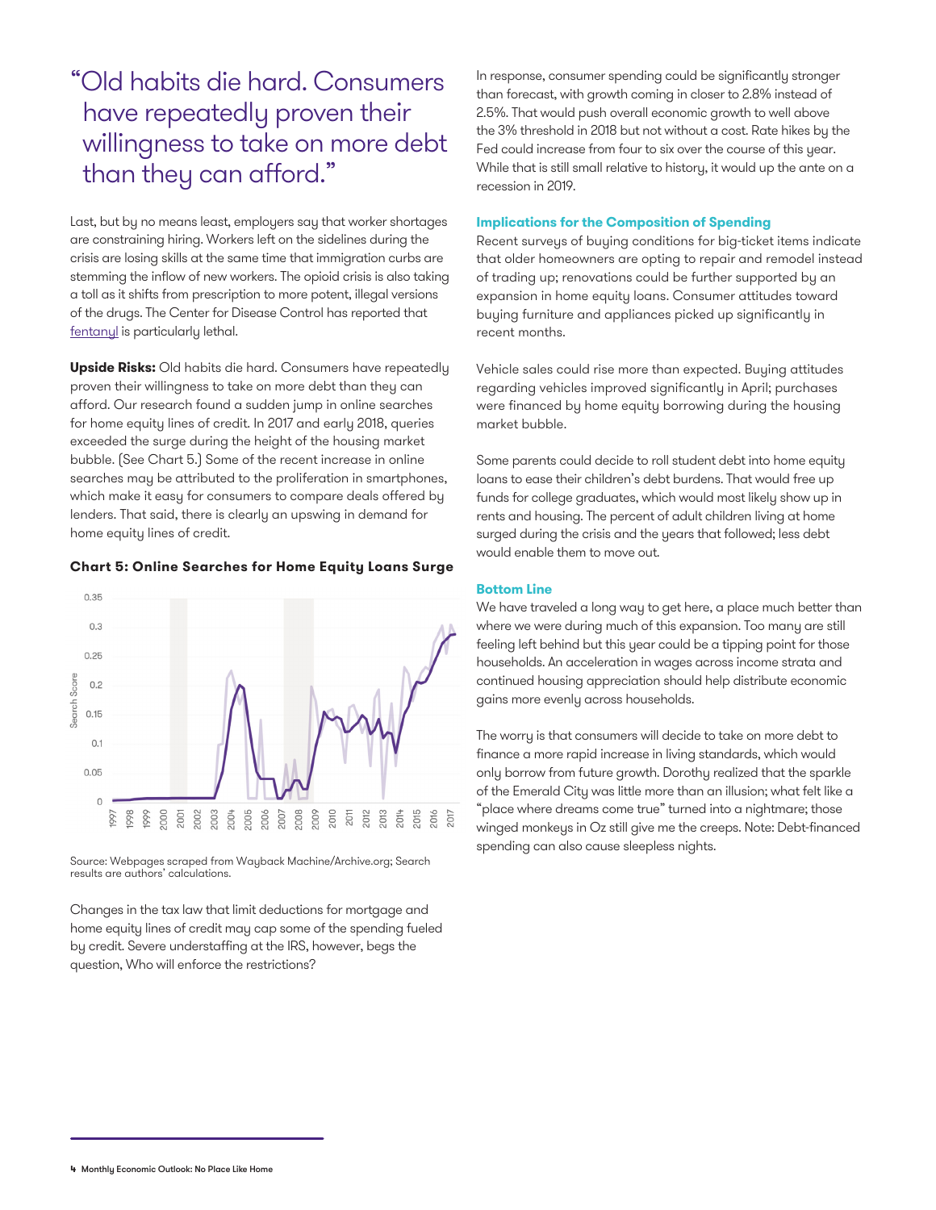> "Old habits die hard. Consumers have repeatedly proven their willingness to take on more debt than they can afford."

Last, but by no means least, employers say that worker shortages are constraining hiring. Workers left on the sidelines during the crisis are losing skills at the same time that immigration curbs are stemming the inflow of new workers. The opioid crisis is also taking a toll as it shifts from prescription to more potent, illegal versions of the drugs. The Center for Disease Control has reported that fentanyl is particularly lethal.

**Upside Risks:** Old habits die hard. Consumers have repeatedly proven their willingness to take on more debt than they can afford. Our research found a sudden jump in online searches for home equity lines of credit. In 2017 and early 2018, queries exceeded the surge during the height of the housing market bubble. (See Chart 5.) Some of the recent increase in online searches may be attributed to the proliferation in smartphones, which make it easy for consumers to compare deals offered by lenders. That said, there is clearly an upswing in demand for home equity lines of credit.

**Chart 5: Online Searches for Home Equity Loans Surge**

Source: Webpages scraped from Wayback Machine/Archive.org; Search results are authors' calculations.

Changes in the tax law that limit deductions for mortgage and home equity lines of credit may cap some of the spending fueled by credit. Severe understaffing at the IRS, however, begs the question, Who will enforce the restrictions?

In response, consumer spending could be significantly stronger than forecast, with growth coming in closer to 2.8% instead of 2.5%. That would push overall economic growth to well above the 3% threshold in 2018 but not without a cost. Rate hikes by the Fed could increase from four to six over the course of this year. While that is still small relative to history, it would up the ante on a recession in 2019.

### Implications for the Composition of Spending

Recent surveys of buying conditions for big-ticket items indicate that older homeowners are opting to repair and remodel instead of trading up; renovations could be further supported by an expansion in home equity loans. Consumer attitudes toward buying furniture and appliances picked up significantly in recent months.

Vehicle sales could rise more than expected. Buying attitudes regarding vehicles improved significantly in April; purchases were financed by home equity borrowing during the housing market bubble.

Some parents could decide to roll student debt into home equity loans to ease their children's debt burdens. That would free up funds for college graduates, which would most likely show up in rents and housing. The percent of adult children living at home surged during the crisis and the years that followed; less debt would enable them to move out.

### Bottom Line

We have traveled a long way to get here, a place much better than where we were during much of this expansion. Too many are still feeling left behind but this year could be a tipping point for those households. An acceleration in wages across income strata and continued housing appreciation should help distribute economic gains more evenly across households.

The worry is that consumers will decide to take on more debt to finance a more rapid increase in living standards, which would only borrow from future growth. Dorothy realized that the sparkle of the Emerald City was little more than an illusion; what felt like a "place where dreams come true" turned into a nightmare; those winged monkeys in Oz still give me the creeps. Note: Debt-financed spending can also cause sleepless nights.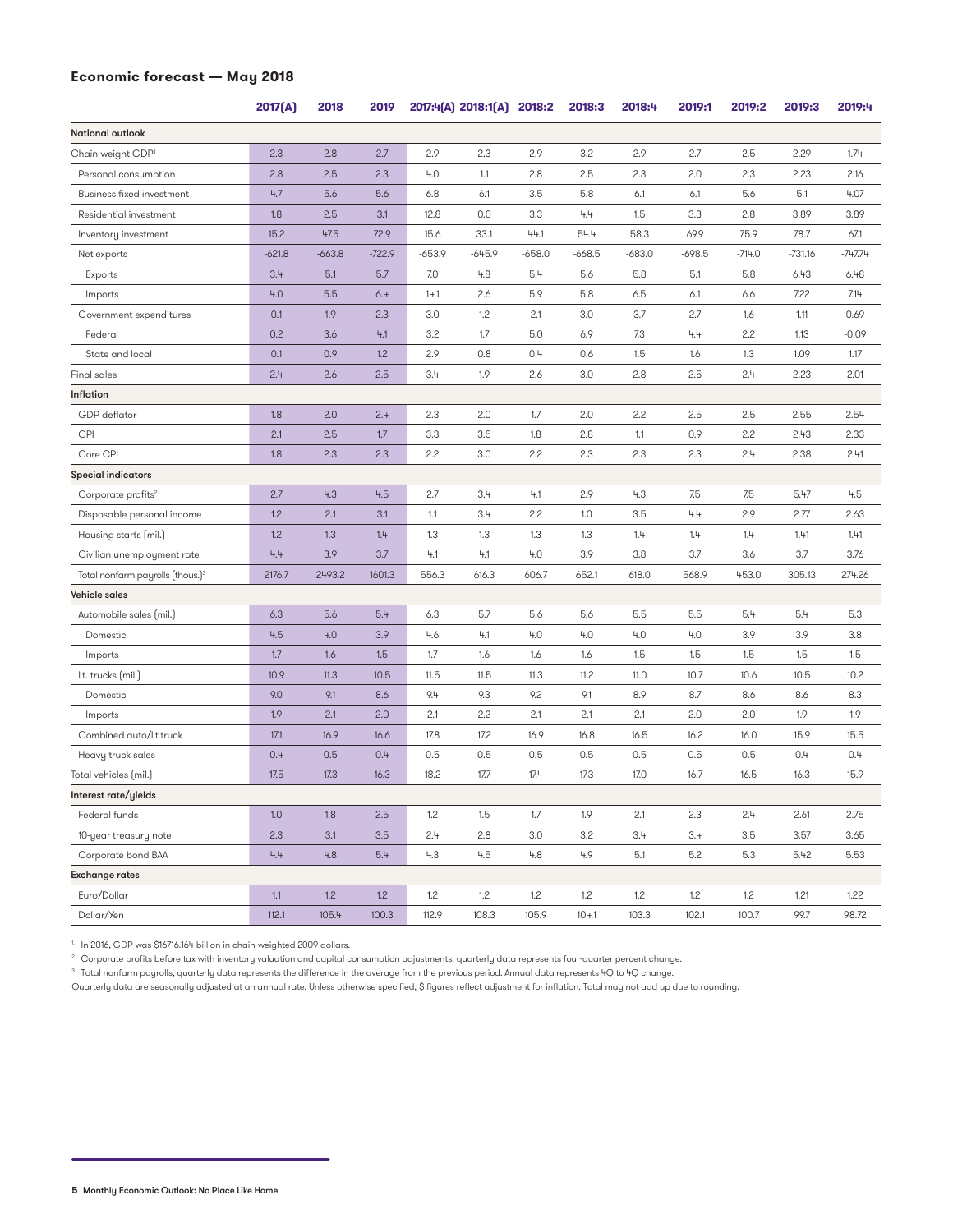## Economic forecast — May 2018

| | 2017(A) | 2018 | 2019 | 2017:4(A) | 2018:1(A) | 2018:2 | 2018:3 | 2018:4 | 2019:1 | 2019:2 | 2019:3 | 2019:4 |
|---|---|---|---|---|---|---|---|---|---|---|---|---|
| **National outlook** | | | | | | | | | | | | |
| Chain-weight GDP[1] | 2.3 | 2.8 | 2.7 | 2.9 | 2.3 | 2.9 | 3.2 | 2.9 | 2.7 | 2.5 | 2.29 | 1.74 |
| Personal consumption | 2.8 | 2.5 | 2.3 | 4.0 | 1.1 | 2.8 | 2.5 | 2.3 | 2.0 | 2.3 | 2.23 | 2.16 |
| Business fixed investment | 4.7 | 5.6 | 5.6 | 6.8 | 6.1 | 3.5 | 5.8 | 6.1 | 6.1 | 5.6 | 5.1 | 4.07 |
| Residential investment | 1.8 | 2.5 | 3.1 | 12.8 | 0.0 | 3.3 | 4.4 | 1.5 | 3.3 | 2.8 | 3.89 | 3.89 |
| Inventory investment | 15.2 | 47.5 | 72.9 | 15.6 | 33.1 | 44.1 | 54.4 | 58.3 | 69.9 | 75.9 | 78.7 | 67.1 |
| Net exports | -621.8 | -663.8 | -722.9 | -653.9 | -645.9 | -658.0 | -668.5 | -683.0 | -698.5 | -714.0 | -731.16 | -747.74 |
| Exports | 3.4 | 5.1 | 5.7 | 7.0 | 4.8 | 5.4 | 5.6 | 5.8 | 5.1 | 5.8 | 6.43 | 6.48 |
| Imports | 4.0 | 5.5 | 6.4 | 14.1 | 2.6 | 5.9 | 5.8 | 6.5 | 6.1 | 6.6 | 7.22 | 7.14 |
| Government expenditures | 0.1 | 1.9 | 2.3 | 3.0 | 1.2 | 2.1 | 3.0 | 3.7 | 2.7 | 1.6 | 1.11 | 0.69 |
| Federal | 0.2 | 3.6 | 4.1 | 3.2 | 1.7 | 5.0 | 6.9 | 7.3 | 4.4 | 2.2 | 1.13 | -0.09 |
| State and local | 0.1 | 0.9 | 1.2 | 2.9 | 0.8 | 0.4 | 0.6 | 1.5 | 1.6 | 1.3 | 1.09 | 1.17 |
| Final sales | 2.4 | 2.6 | 2.5 | 3.4 | 1.9 | 2.6 | 3.0 | 2.8 | 2.5 | 2.4 | 2.23 | 2.01 |
| **Inflation** | | | | | | | | | | | | |
| GDP deflator | 1.8 | 2.0 | 2.4 | 2.3 | 2.0 | 1.7 | 2.0 | 2.2 | 2.5 | 2.5 | 2.55 | 2.54 |
| CPI | 2.1 | 2.5 | 1.7 | 3.3 | 3.5 | 1.8 | 2.8 | 1.1 | 0.9 | 2.2 | 2.43 | 2.33 |
| Core CPI | 1.8 | 2.3 | 2.3 | 2.2 | 3.0 | 2.2 | 2.3 | 2.3 | 2.3 | 2.4 | 2.38 | 2.41 |
| **Special indicators** | | | | | | | | | | | | |
| Corporate profits[2] | 2.7 | 4.3 | 4.5 | 2.7 | 3.4 | 4.1 | 2.9 | 4.3 | 7.5 | 7.5 | 5.47 | 4.5 |
| Disposable personal income | 1.2 | 2.1 | 3.1 | 1.1 | 3.4 | 2.2 | 1.0 | 3.5 | 4.4 | 2.9 | 2.77 | 2.63 |
| Housing starts (mil.) | 1.2 | 1.3 | 1.4 | 1.3 | 1.3 | 1.3 | 1.3 | 1.4 | 1.4 | 1.4 | 1.41 | 1.41 |
| Civilian unemployment rate | 4.4 | 3.9 | 3.7 | 4.1 | 4.1 | 4.0 | 3.9 | 3.8 | 3.7 | 3.6 | 3.7 | 3.76 |
| Total nonfarm payrolls (thous.)[3] | 2176.7 | 2493.2 | 1601.3 | 556.3 | 616.3 | 606.7 | 652.1 | 618.0 | 568.9 | 453.0 | 305.13 | 274.26 |
| **Vehicle sales** | | | | | | | | | | | | |
| Automobile sales (mil.) | 6.3 | 5.6 | 5.4 | 6.3 | 5.7 | 5.6 | 5.6 | 5.5 | 5.5 | 5.4 | 5.4 | 5.3 |
| Domestic | 4.5 | 4.0 | 3.9 | 4.6 | 4.1 | 4.0 | 4.0 | 4.0 | 4.0 | 3.9 | 3.9 | 3.8 |
| Imports | 1.7 | 1.6 | 1.5 | 1.7 | 1.6 | 1.6 | 1.6 | 1.5 | 1.5 | 1.5 | 1.5 | 1.5 |
| Lt. trucks (mil.) | 10.9 | 11.3 | 10.5 | 11.5 | 11.5 | 11.3 | 11.2 | 11.0 | 10.7 | 10.6 | 10.5 | 10.2 |
| Domestic | 9.0 | 9.1 | 8.6 | 9.4 | 9.3 | 9.2 | 9.1 | 8.9 | 8.7 | 8.6 | 8.6 | 8.3 |
| Imports | 1.9 | 2.1 | 2.0 | 2.1 | 2.2 | 2.1 | 2.1 | 2.1 | 2.0 | 2.0 | 1.9 | 1.9 |
| Combined auto/Lt.truck | 17.1 | 16.9 | 16.6 | 17.8 | 17.2 | 16.9 | 16.8 | 16.5 | 16.2 | 16.0 | 15.9 | 15.5 |
| Heavy truck sales | 0.4 | 0.5 | 0.4 | 0.5 | 0.5 | 0.5 | 0.5 | 0.5 | 0.5 | 0.5 | 0.4 | 0.4 |
| Total vehicles (mil.) | 17.5 | 17.3 | 16.3 | 18.2 | 17.7 | 17.4 | 17.3 | 17.0 | 16.7 | 16.5 | 16.3 | 15.9 |
| **Interest rate/yields** | | | | | | | | | | | | |
| Federal funds | 1.0 | 1.8 | 2.5 | 1.2 | 1.5 | 1.7 | 1.9 | 2.1 | 2.3 | 2.4 | 2.61 | 2.75 |
| 10-year treasury note | 2.3 | 3.1 | 3.5 | 2.4 | 2.8 | 3.0 | 3.2 | 3.4 | 3.4 | 3.5 | 3.57 | 3.65 |
| Corporate bond BAA | 4.4 | 4.8 | 5.4 | 4.3 | 4.5 | 4.8 | 4.9 | 5.1 | 5.2 | 5.3 | 5.42 | 5.53 |
| **Exchange rates** | | | | | | | | | | | | |
| Euro/Dollar | 1.1 | 1.2 | 1.2 | 1.2 | 1.2 | 1.2 | 1.2 | 1.2 | 1.2 | 1.2 | 1.21 | 1.22 |
| Dollar/Yen | 112.1 | 105.4 | 100.3 | 112.9 | 108.3 | 105.9 | 104.1 | 103.3 | 102.1 | 100.7 | 99.7 | 98.72 |

[1] In 2016, GDP was $16716.164 billion in chain-weighted 2009 dollars.

[2] Corporate profits before tax with inventory valuation and capital consumption adjustments, quarterly data represents four-quarter percent change.

[3] Total nonfarm payrolls, quarterly data represents the difference in the average from the previous period. Annual data represents 4Q to 4Q change.

Quarterly data are seasonally adjusted at an annual rate. Unless otherwise specified, $ figures reflect adjustment for inflation. Total may not add up due to rounding.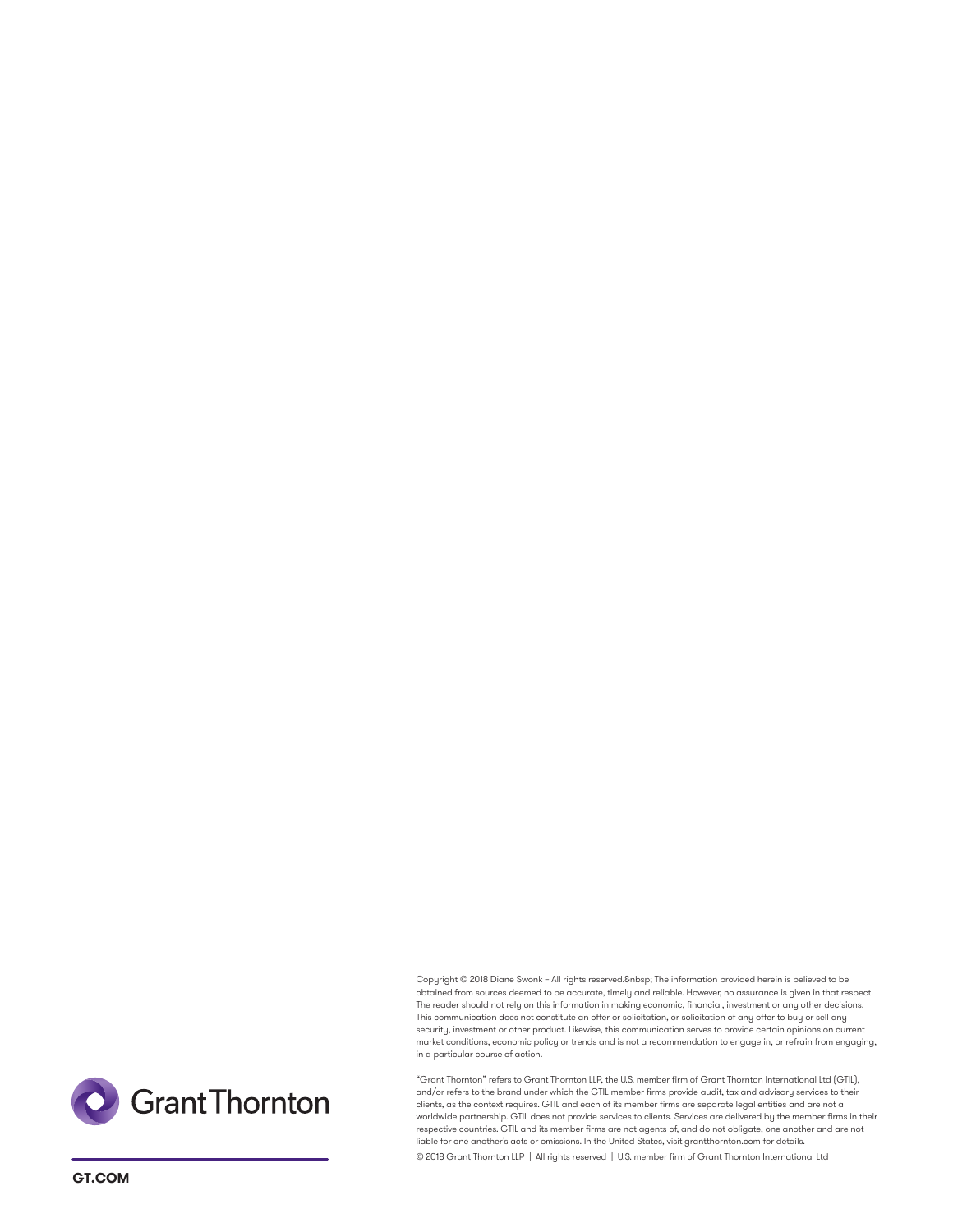Copyright © 2018 Diane Swonk – All rights reserved.&nbsp; The information provided herein is believed to be obtained from sources deemed to be accurate, timely and reliable. However, no assurance is given in that respect. The reader should not rely on this information in making economic, financial, investment or any other decisions. This communication does not constitute an offer or solicitation, or solicitation of any offer to buy or sell any security, investment or other product. Likewise, this communication serves to provide certain opinions on current market conditions, economic policy or trends and is not a recommendation to engage in, or refrain from engaging, in a particular course of action.

"Grant Thornton" refers to Grant Thornton LLP, the U.S. member firm of Grant Thornton International Ltd (GTIL), and/or refers to the brand under which the GTIL member firms provide audit, tax and advisory services to their clients, as the context requires. GTIL and each of its member firms are separate legal entities and are not a worldwide partnership. GTIL does not provide services to clients. Services are delivered by the member firms in their respective countries. GTIL and its member firms are not agents of, and do not obligate, one another and are not liable for one another's acts or omissions. In the United States, visit grantthornton.com for details.

© 2018 Grant Thornton LLP | All rights reserved | U.S. member firm of Grant Thornton International Ltd

Grant Thornton

**GT.COM**